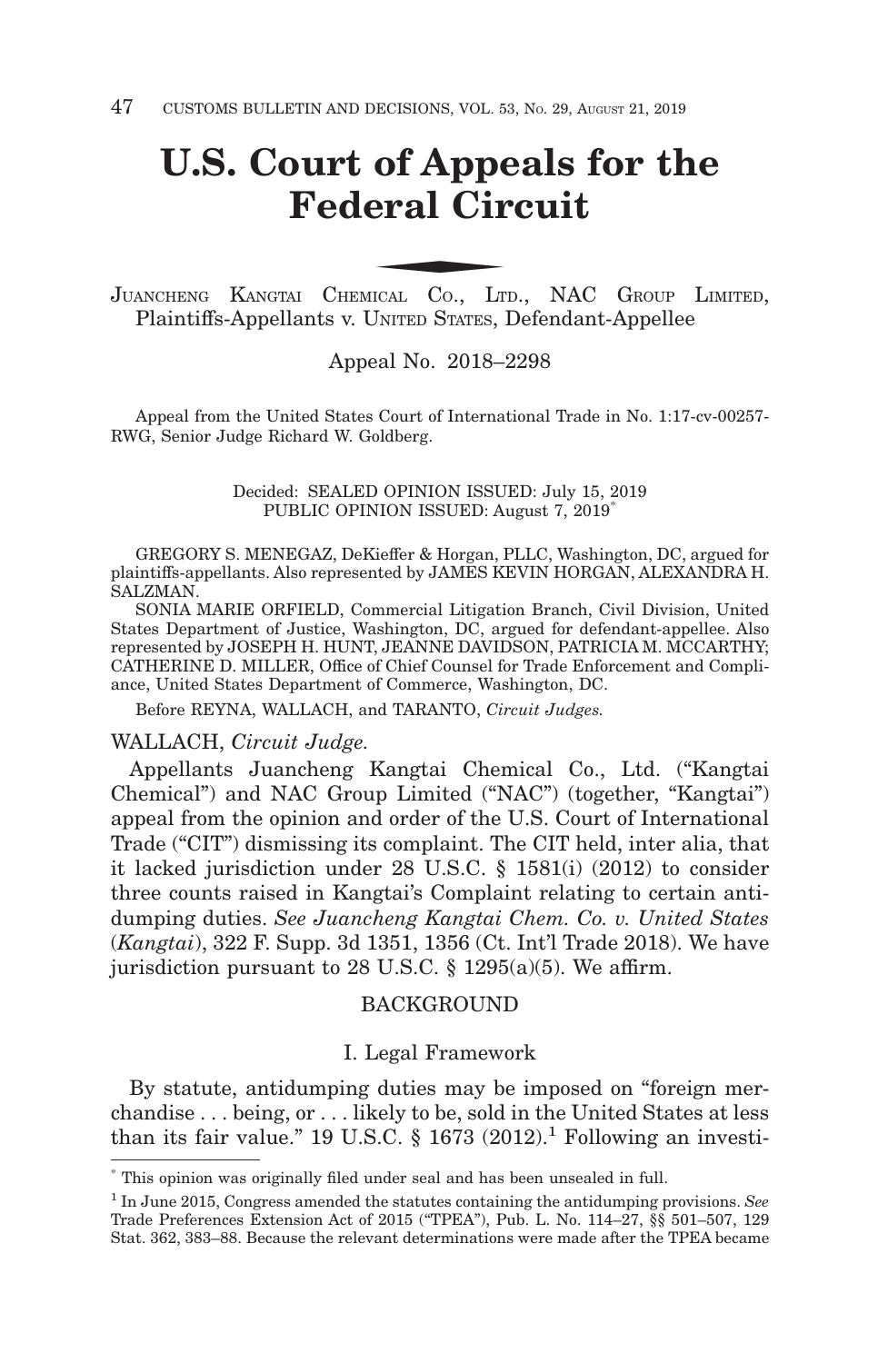# U.S. Court of Appeals for the Federal Circuit

JUANCHENG KANGTAI CHEMICAL CO., LTD., NAC GROUP LIMITED, Plaintiffs-Appellants v. UNITED STATES, Defendant-Appellee

Appeal No. 2018–2298

Appeal from the United States Court of International Trade in No. 1:17-cv-00257-RWG, Senior Judge Richard W. Goldberg.

Decided: SEALED OPINION ISSUED: July 15, 2019
PUBLIC OPINION ISSUED: August 7, 2019*

GREGORY S. MENEGAZ, DeKieffer & Horgan, PLLC, Washington, DC, argued for plaintiffs-appellants. Also represented by JAMES KEVIN HORGAN, ALEXANDRA H. SALZMAN.

SONIA MARIE ORFIELD, Commercial Litigation Branch, Civil Division, United States Department of Justice, Washington, DC, argued for defendant-appellee. Also represented by JOSEPH H. HUNT, JEANNE DAVIDSON, PATRICIA M. MCCARTHY; CATHERINE D. MILLER, Office of Chief Counsel for Trade Enforcement and Compliance, United States Department of Commerce, Washington, DC.

Before REYNA, WALLACH, and TARANTO, *Circuit Judges.*

WALLACH, *Circuit Judge.*

Appellants Juancheng Kangtai Chemical Co., Ltd. ("Kangtai Chemical") and NAC Group Limited ("NAC") (together, "Kangtai") appeal from the opinion and order of the U.S. Court of International Trade ("CIT") dismissing its complaint. The CIT held, inter alia, that it lacked jurisdiction under 28 U.S.C. § 1581(i) (2012) to consider three counts raised in Kangtai's Complaint relating to certain antidumping duties. *See Juancheng Kangtai Chem. Co. v. United States* (*Kangtai*), 322 F. Supp. 3d 1351, 1356 (Ct. Int'l Trade 2018). We have jurisdiction pursuant to 28 U.S.C. § 1295(a)(5). We affirm.

## BACKGROUND

### I. Legal Framework

By statute, antidumping duties may be imposed on "foreign merchandise . . . being, or . . . likely to be, sold in the United States at less than its fair value." 19 U.S.C. § 1673 (2012).[1] Following an investi-

---

\* This opinion was originally filed under seal and has been unsealed in full.

[1] In June 2015, Congress amended the statutes containing the antidumping provisions. *See* Trade Preferences Extension Act of 2015 ("TPEA"), Pub. L. No. 114–27, §§ 501–507, 129 Stat. 362, 383–88. Because the relevant determinations were made after the TPEA became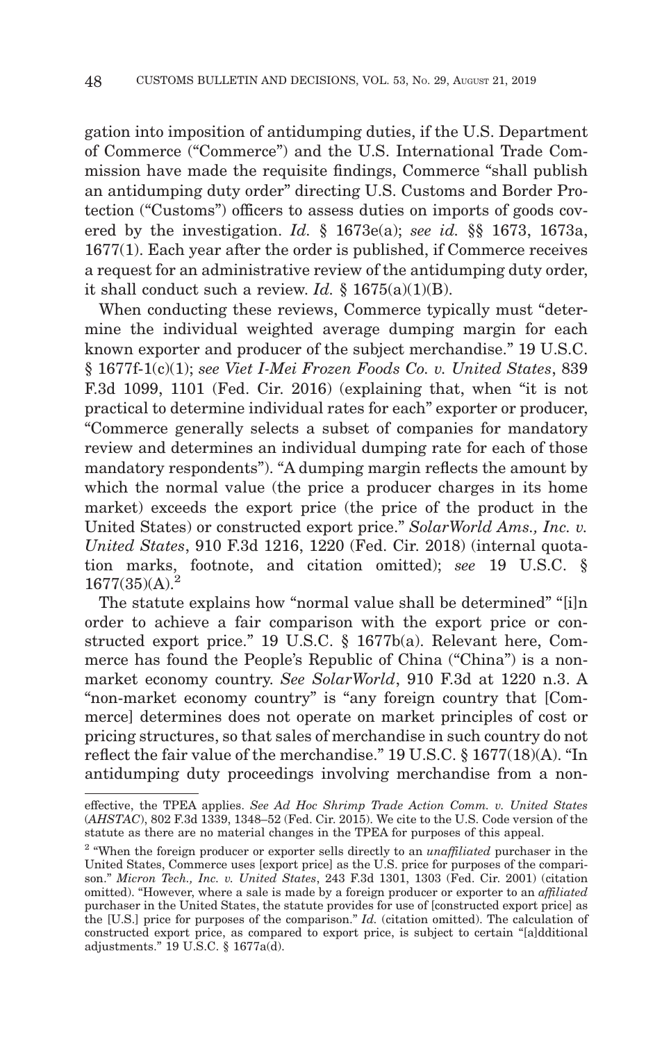gation into imposition of antidumping duties, if the U.S. Department of Commerce ("Commerce") and the U.S. International Trade Commission have made the requisite findings, Commerce "shall publish an antidumping duty order" directing U.S. Customs and Border Protection ("Customs") officers to assess duties on imports of goods covered by the investigation. *Id.* § 1673e(a); *see id.* §§ 1673, 1673a, 1677(1). Each year after the order is published, if Commerce receives a request for an administrative review of the antidumping duty order, it shall conduct such a review. *Id.* § 1675(a)(1)(B).

When conducting these reviews, Commerce typically must "determine the individual weighted average dumping margin for each known exporter and producer of the subject merchandise." 19 U.S.C. § 1677f-1(c)(1); *see Viet I-Mei Frozen Foods Co. v. United States*, 839 F.3d 1099, 1101 (Fed. Cir. 2016) (explaining that, when "it is not practical to determine individual rates for each" exporter or producer, "Commerce generally selects a subset of companies for mandatory review and determines an individual dumping rate for each of those mandatory respondents"). "A dumping margin reflects the amount by which the normal value (the price a producer charges in its home market) exceeds the export price (the price of the product in the United States) or constructed export price." *SolarWorld Ams., Inc. v. United States*, 910 F.3d 1216, 1220 (Fed. Cir. 2018) (internal quotation marks, footnote, and citation omitted); *see* 19 U.S.C. § 1677(35)(A).[2]

The statute explains how "normal value shall be determined" "[i]n order to achieve a fair comparison with the export price or constructed export price." 19 U.S.C. § 1677b(a). Relevant here, Commerce has found the People's Republic of China ("China") is a non-market economy country. *See SolarWorld*, 910 F.3d at 1220 n.3. A "non-market economy country" is "any foreign country that [Commerce] determines does not operate on market principles of cost or pricing structures, so that sales of merchandise in such country do not reflect the fair value of the merchandise." 19 U.S.C. § 1677(18)(A). "In antidumping duty proceedings involving merchandise from a non-

---

effective, the TPEA applies. *See Ad Hoc Shrimp Trade Action Comm. v. United States* (*AHSTAC*), 802 F.3d 1339, 1348–52 (Fed. Cir. 2015). We cite to the U.S. Code version of the statute as there are no material changes in the TPEA for purposes of this appeal.

[2] "When the foreign producer or exporter sells directly to an *unaffiliated* purchaser in the United States, Commerce uses [export price] as the U.S. price for purposes of the comparison." *Micron Tech., Inc. v. United States*, 243 F.3d 1301, 1303 (Fed. Cir. 2001) (citation omitted). "However, where a sale is made by a foreign producer or exporter to an *affiliated* purchaser in the United States, the statute provides for use of [constructed export price] as the [U.S.] price for purposes of the comparison." *Id.* (citation omitted). The calculation of constructed export price, as compared to export price, is subject to certain "[a]dditional adjustments." 19 U.S.C. § 1677a(d).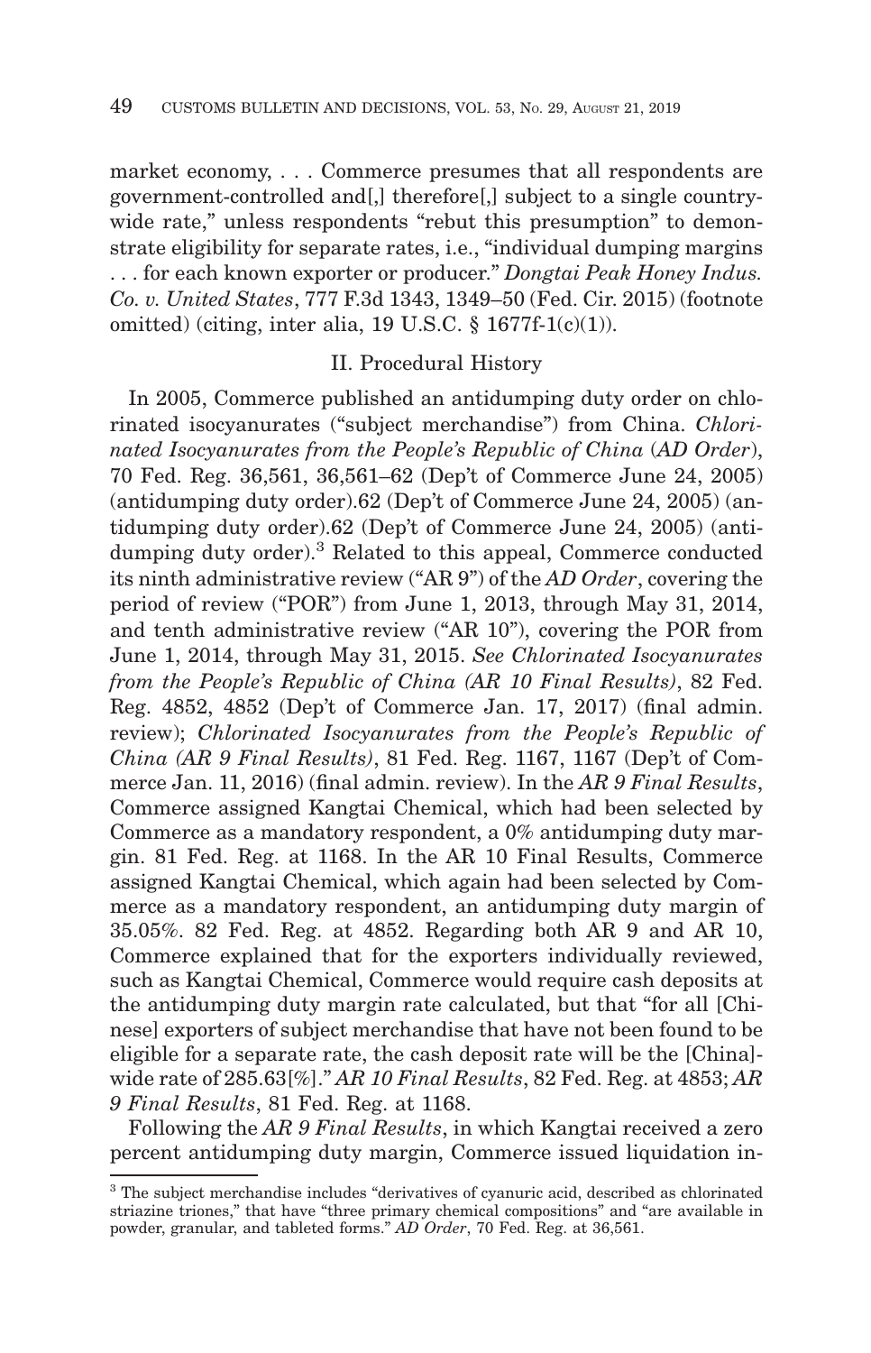market economy, . . . Commerce presumes that all respondents are government-controlled and[,] therefore[,] subject to a single country-wide rate," unless respondents "rebut this presumption" to demonstrate eligibility for separate rates, i.e., "individual dumping margins . . . for each known exporter or producer." *Dongtai Peak Honey Indus. Co. v. United States*, 777 F.3d 1343, 1349–50 (Fed. Cir. 2015) (footnote omitted) (citing, inter alia, 19 U.S.C. § 1677f-1(c)(1)).

## II. Procedural History

In 2005, Commerce published an antidumping duty order on chlorinated isocyanurates ("subject merchandise") from China. *Chlorinated Isocyanurates from the People's Republic of China* (*AD Order*), 70 Fed. Reg. 36,561, 36,561–62 (Dep't of Commerce June 24, 2005) (antidumping duty order).62 (Dep't of Commerce June 24, 2005) (antidumping duty order).62 (Dep't of Commerce June 24, 2005) (antidumping duty order).[3] Related to this appeal, Commerce conducted its ninth administrative review ("AR 9") of the *AD Order*, covering the period of review ("POR") from June 1, 2013, through May 31, 2014, and tenth administrative review ("AR 10"), covering the POR from June 1, 2014, through May 31, 2015. *See Chlorinated Isocyanurates from the People's Republic of China (AR 10 Final Results)*, 82 Fed. Reg. 4852, 4852 (Dep't of Commerce Jan. 17, 2017) (final admin. review); *Chlorinated Isocyanurates from the People's Republic of China (AR 9 Final Results)*, 81 Fed. Reg. 1167, 1167 (Dep't of Commerce Jan. 11, 2016) (final admin. review). In the *AR 9 Final Results*, Commerce assigned Kangtai Chemical, which had been selected by Commerce as a mandatory respondent, a 0% antidumping duty margin. 81 Fed. Reg. at 1168. In the AR 10 Final Results, Commerce assigned Kangtai Chemical, which again had been selected by Commerce as a mandatory respondent, an antidumping duty margin of 35.05%. 82 Fed. Reg. at 4852. Regarding both AR 9 and AR 10, Commerce explained that for the exporters individually reviewed, such as Kangtai Chemical, Commerce would require cash deposits at the antidumping duty margin rate calculated, but that "for all [Chinese] exporters of subject merchandise that have not been found to be eligible for a separate rate, the cash deposit rate will be the [China]-wide rate of 285.63[%]." *AR 10 Final Results*, 82 Fed. Reg. at 4853; *AR 9 Final Results*, 81 Fed. Reg. at 1168.

Following the *AR 9 Final Results*, in which Kangtai received a zero percent antidumping duty margin, Commerce issued liquidation in-

[3] The subject merchandise includes "derivatives of cyanuric acid, described as chlorinated striazine triones," that have "three primary chemical compositions" and "are available in powder, granular, and tableted forms." *AD Order*, 70 Fed. Reg. at 36,561.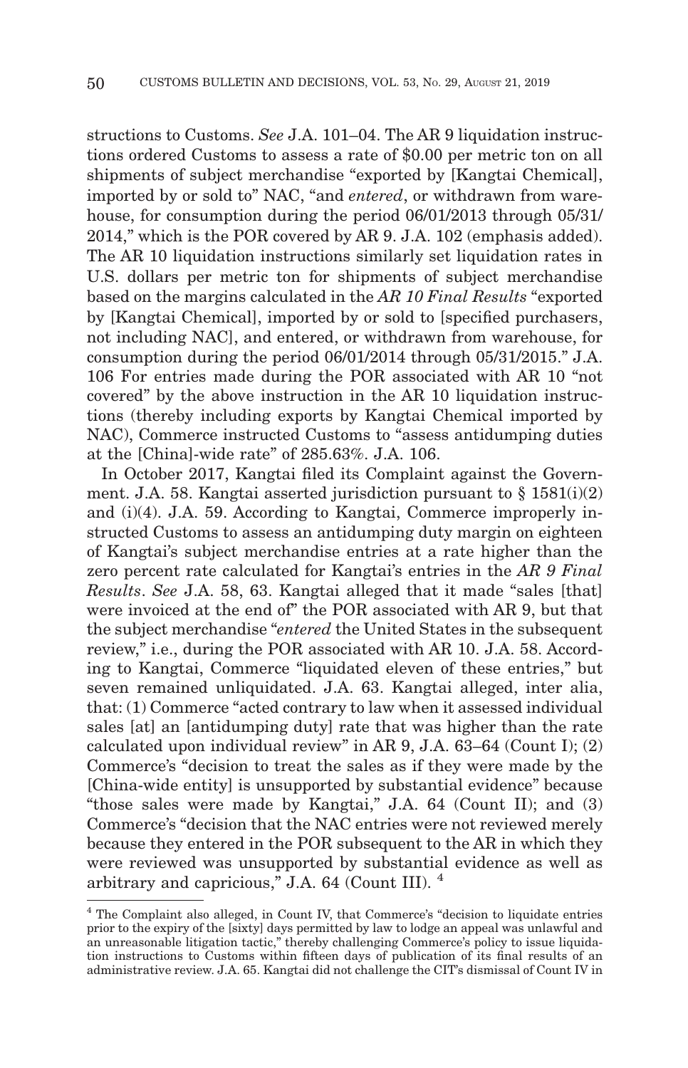structions to Customs. *See* J.A. 101–04. The AR 9 liquidation instructions ordered Customs to assess a rate of $0.00 per metric ton on all shipments of subject merchandise "exported by [Kangtai Chemical], imported by or sold to" NAC, "and *entered*, or withdrawn from warehouse, for consumption during the period 06/01/2013 through 05/31/2014," which is the POR covered by AR 9. J.A. 102 (emphasis added). The AR 10 liquidation instructions similarly set liquidation rates in U.S. dollars per metric ton for shipments of subject merchandise based on the margins calculated in the *AR 10 Final Results* "exported by [Kangtai Chemical], imported by or sold to [specified purchasers, not including NAC], and entered, or withdrawn from warehouse, for consumption during the period 06/01/2014 through 05/31/2015." J.A. 106 For entries made during the POR associated with AR 10 "not covered" by the above instruction in the AR 10 liquidation instructions (thereby including exports by Kangtai Chemical imported by NAC), Commerce instructed Customs to "assess antidumping duties at the [China]-wide rate" of 285.63%. J.A. 106.

In October 2017, Kangtai filed its Complaint against the Government. J.A. 58. Kangtai asserted jurisdiction pursuant to § 1581(i)(2) and (i)(4). J.A. 59. According to Kangtai, Commerce improperly instructed Customs to assess an antidumping duty margin on eighteen of Kangtai's subject merchandise entries at a rate higher than the zero percent rate calculated for Kangtai's entries in the *AR 9 Final Results*. *See* J.A. 58, 63. Kangtai alleged that it made "sales [that] were invoiced at the end of" the POR associated with AR 9, but that the subject merchandise "*entered* the United States in the subsequent review," i.e., during the POR associated with AR 10. J.A. 58. According to Kangtai, Commerce "liquidated eleven of these entries," but seven remained unliquidated. J.A. 63. Kangtai alleged, inter alia, that: (1) Commerce "acted contrary to law when it assessed individual sales [at] an [antidumping duty] rate that was higher than the rate calculated upon individual review" in AR 9, J.A. 63–64 (Count I); (2) Commerce's "decision to treat the sales as if they were made by the [China-wide entity] is unsupported by substantial evidence" because "those sales were made by Kangtai," J.A. 64 (Count II); and (3) Commerce's "decision that the NAC entries were not reviewed merely because they entered in the POR subsequent to the AR in which they were reviewed was unsupported by substantial evidence as well as arbitrary and capricious," J.A. 64 (Count III). [4]

[4] The Complaint also alleged, in Count IV, that Commerce's "decision to liquidate entries prior to the expiry of the [sixty] days permitted by law to lodge an appeal was unlawful and an unreasonable litigation tactic," thereby challenging Commerce's policy to issue liquidation instructions to Customs within fifteen days of publication of its final results of an administrative review. J.A. 65. Kangtai did not challenge the CIT's dismissal of Count IV in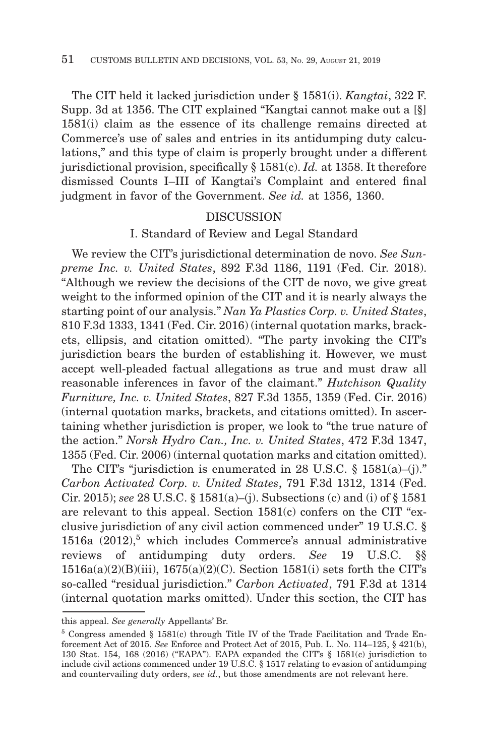The CIT held it lacked jurisdiction under § 1581(i). *Kangtai*, 322 F. Supp. 3d at 1356. The CIT explained "Kangtai cannot make out a [§] 1581(i) claim as the essence of its challenge remains directed at Commerce's use of sales and entries in its antidumping duty calculations," and this type of claim is properly brought under a different jurisdictional provision, specifically § 1581(c). *Id.* at 1358. It therefore dismissed Counts I–III of Kangtai's Complaint and entered final judgment in favor of the Government. *See id.* at 1356, 1360.

## DISCUSSION

### I. Standard of Review and Legal Standard

We review the CIT's jurisdictional determination de novo. *See Sunpreme Inc. v. United States*, 892 F.3d 1186, 1191 (Fed. Cir. 2018). "Although we review the decisions of the CIT de novo, we give great weight to the informed opinion of the CIT and it is nearly always the starting point of our analysis." *Nan Ya Plastics Corp. v. United States*, 810 F.3d 1333, 1341 (Fed. Cir. 2016) (internal quotation marks, brackets, ellipsis, and citation omitted). "The party invoking the CIT's jurisdiction bears the burden of establishing it. However, we must accept well-pleaded factual allegations as true and must draw all reasonable inferences in favor of the claimant." *Hutchison Quality Furniture, Inc. v. United States*, 827 F.3d 1355, 1359 (Fed. Cir. 2016) (internal quotation marks, brackets, and citations omitted). In ascertaining whether jurisdiction is proper, we look to "the true nature of the action." *Norsk Hydro Can., Inc. v. United States*, 472 F.3d 1347, 1355 (Fed. Cir. 2006) (internal quotation marks and citation omitted).

The CIT's "jurisdiction is enumerated in 28 U.S.C. § 1581(a)–(j)." *Carbon Activated Corp. v. United States*, 791 F.3d 1312, 1314 (Fed. Cir. 2015); *see* 28 U.S.C. § 1581(a)–(j). Subsections (c) and (i) of § 1581 are relevant to this appeal. Section 1581(c) confers on the CIT "exclusive jurisdiction of any civil action commenced under" 19 U.S.C. § 1516a (2012),[5] which includes Commerce's annual administrative reviews of antidumping duty orders. *See* 19 U.S.C. §§ 1516a(a)(2)(B)(iii), 1675(a)(2)(C). Section 1581(i) sets forth the CIT's so-called "residual jurisdiction." *Carbon Activated*, 791 F.3d at 1314 (internal quotation marks omitted). Under this section, the CIT has

---

this appeal. *See generally* Appellants' Br.

[5] Congress amended § 1581(c) through Title IV of the Trade Facilitation and Trade Enforcement Act of 2015. *See* Enforce and Protect Act of 2015, Pub. L. No. 114–125, § 421(b), 130 Stat. 154, 168 (2016) ("EAPA"). EAPA expanded the CIT's § 1581(c) jurisdiction to include civil actions commenced under 19 U.S.C. § 1517 relating to evasion of antidumping and countervailing duty orders, *see id.*, but those amendments are not relevant here.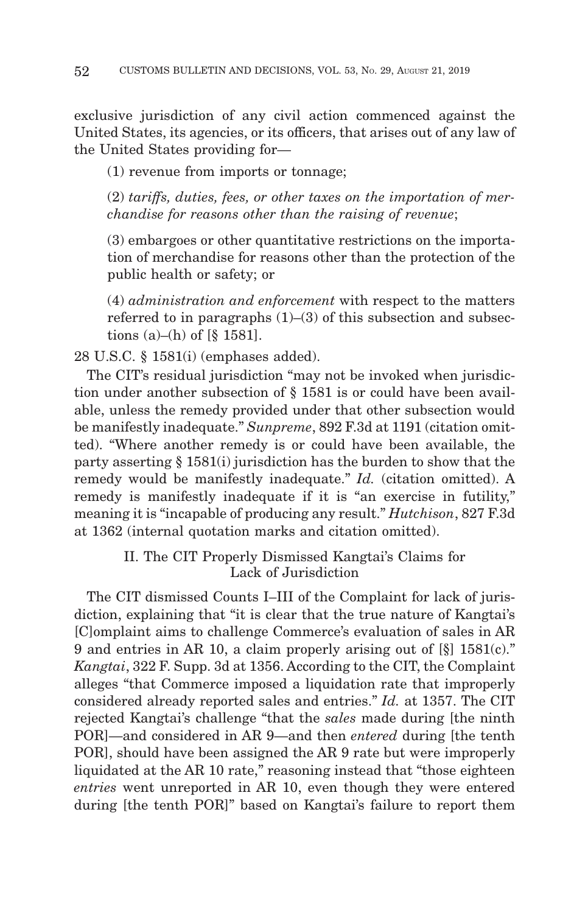exclusive jurisdiction of any civil action commenced against the United States, its agencies, or its officers, that arises out of any law of the United States providing for—

(1) revenue from imports or tonnage;

(2) *tariffs, duties, fees, or other taxes on the importation of merchandise for reasons other than the raising of revenue*;

(3) embargoes or other quantitative restrictions on the importation of merchandise for reasons other than the protection of the public health or safety; or

(4) *administration and enforcement* with respect to the matters referred to in paragraphs (1)–(3) of this subsection and subsections (a)–(h) of [§ 1581].

28 U.S.C. § 1581(i) (emphases added).

The CIT's residual jurisdiction "may not be invoked when jurisdiction under another subsection of § 1581 is or could have been available, unless the remedy provided under that other subsection would be manifestly inadequate." *Sunpreme*, 892 F.3d at 1191 (citation omitted). "Where another remedy is or could have been available, the party asserting § 1581(i) jurisdiction has the burden to show that the remedy would be manifestly inadequate." *Id.* (citation omitted). A remedy is manifestly inadequate if it is "an exercise in futility," meaning it is "incapable of producing any result." *Hutchison*, 827 F.3d at 1362 (internal quotation marks and citation omitted).

## II. The CIT Properly Dismissed Kangtai's Claims for Lack of Jurisdiction

The CIT dismissed Counts I–III of the Complaint for lack of jurisdiction, explaining that "it is clear that the true nature of Kangtai's [C]omplaint aims to challenge Commerce's evaluation of sales in AR 9 and entries in AR 10, a claim properly arising out of [§] 1581(c)." *Kangtai*, 322 F. Supp. 3d at 1356. According to the CIT, the Complaint alleges "that Commerce imposed a liquidation rate that improperly considered already reported sales and entries." *Id.* at 1357. The CIT rejected Kangtai's challenge "that the *sales* made during [the ninth POR]—and considered in AR 9—and then *entered* during [the tenth POR], should have been assigned the AR 9 rate but were improperly liquidated at the AR 10 rate," reasoning instead that "those eighteen *entries* went unreported in AR 10, even though they were entered during [the tenth POR]" based on Kangtai's failure to report them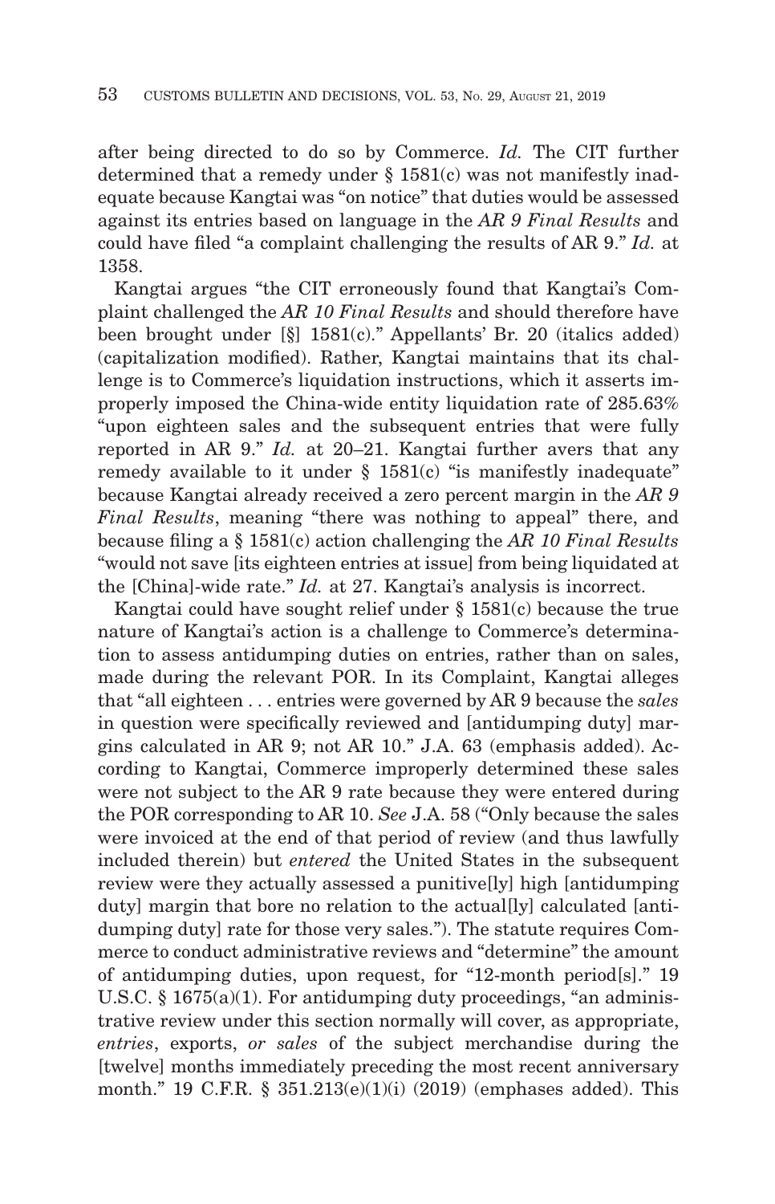after being directed to do so by Commerce. *Id.* The CIT further determined that a remedy under § 1581(c) was not manifestly inadequate because Kangtai was "on notice" that duties would be assessed against its entries based on language in the *AR 9 Final Results* and could have filed "a complaint challenging the results of AR 9." *Id.* at 1358.

Kangtai argues "the CIT erroneously found that Kangtai's Complaint challenged the *AR 10 Final Results* and should therefore have been brought under [§] 1581(c)." Appellants' Br. 20 (italics added) (capitalization modified). Rather, Kangtai maintains that its challenge is to Commerce's liquidation instructions, which it asserts improperly imposed the China-wide entity liquidation rate of 285.63% "upon eighteen sales and the subsequent entries that were fully reported in AR 9." *Id.* at 20–21. Kangtai further avers that any remedy available to it under § 1581(c) "is manifestly inadequate" because Kangtai already received a zero percent margin in the *AR 9 Final Results*, meaning "there was nothing to appeal" there, and because filing a § 1581(c) action challenging the *AR 10 Final Results* "would not save [its eighteen entries at issue] from being liquidated at the [China]-wide rate." *Id.* at 27. Kangtai's analysis is incorrect.

Kangtai could have sought relief under § 1581(c) because the true nature of Kangtai's action is a challenge to Commerce's determination to assess antidumping duties on entries, rather than on sales, made during the relevant POR. In its Complaint, Kangtai alleges that "all eighteen . . . entries were governed by AR 9 because the *sales* in question were specifically reviewed and [antidumping duty] margins calculated in AR 9; not AR 10." J.A. 63 (emphasis added). According to Kangtai, Commerce improperly determined these sales were not subject to the AR 9 rate because they were entered during the POR corresponding to AR 10. *See* J.A. 58 ("Only because the sales were invoiced at the end of that period of review (and thus lawfully included therein) but *entered* the United States in the subsequent review were they actually assessed a punitive[ly] high [antidumping duty] margin that bore no relation to the actual[ly] calculated [antidumping duty] rate for those very sales."). The statute requires Commerce to conduct administrative reviews and "determine" the amount of antidumping duties, upon request, for "12-month period[s]." 19 U.S.C. § 1675(a)(1). For antidumping duty proceedings, "an administrative review under this section normally will cover, as appropriate, *entries*, exports, *or sales* of the subject merchandise during the [twelve] months immediately preceding the most recent anniversary month." 19 C.F.R. § 351.213(e)(1)(i) (2019) (emphases added). This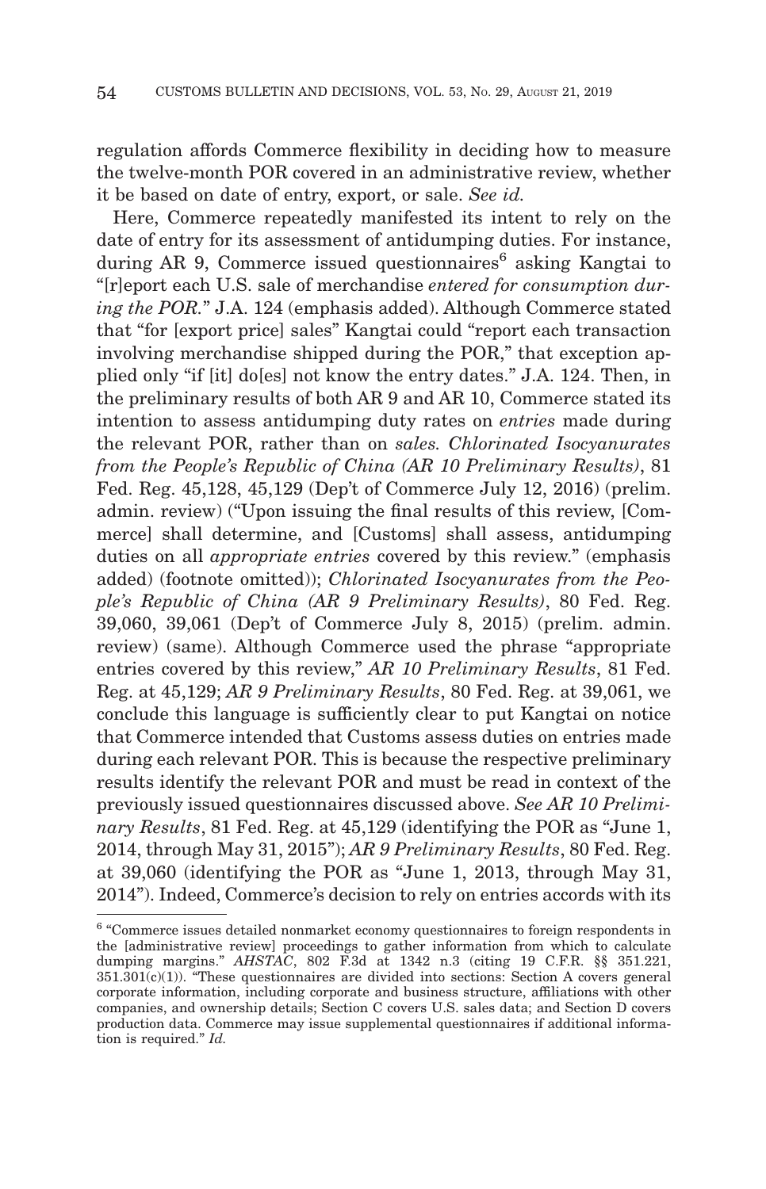regulation affords Commerce flexibility in deciding how to measure the twelve-month POR covered in an administrative review, whether it be based on date of entry, export, or sale. *See id.*

Here, Commerce repeatedly manifested its intent to rely on the date of entry for its assessment of antidumping duties. For instance, during AR 9, Commerce issued questionnaires[6] asking Kangtai to "[r]eport each U.S. sale of merchandise *entered for consumption during the POR.*" J.A. 124 (emphasis added). Although Commerce stated that "for [export price] sales" Kangtai could "report each transaction involving merchandise shipped during the POR," that exception applied only "if [it] do[es] not know the entry dates." J.A. 124. Then, in the preliminary results of both AR 9 and AR 10, Commerce stated its intention to assess antidumping duty rates on *entries* made during the relevant POR, rather than on *sales. Chlorinated Isocyanurates from the People's Republic of China (AR 10 Preliminary Results)*, 81 Fed. Reg. 45,128, 45,129 (Dep't of Commerce July 12, 2016) (prelim. admin. review) ("Upon issuing the final results of this review, [Commerce] shall determine, and [Customs] shall assess, antidumping duties on all *appropriate entries* covered by this review." (emphasis added) (footnote omitted)); *Chlorinated Isocyanurates from the People's Republic of China (AR 9 Preliminary Results)*, 80 Fed. Reg. 39,060, 39,061 (Dep't of Commerce July 8, 2015) (prelim. admin. review) (same). Although Commerce used the phrase "appropriate entries covered by this review," *AR 10 Preliminary Results*, 81 Fed. Reg. at 45,129; *AR 9 Preliminary Results*, 80 Fed. Reg. at 39,061, we conclude this language is sufficiently clear to put Kangtai on notice that Commerce intended that Customs assess duties on entries made during each relevant POR. This is because the respective preliminary results identify the relevant POR and must be read in context of the previously issued questionnaires discussed above. *See AR 10 Preliminary Results*, 81 Fed. Reg. at 45,129 (identifying the POR as "June 1, 2014, through May 31, 2015"); *AR 9 Preliminary Results*, 80 Fed. Reg. at 39,060 (identifying the POR as "June 1, 2013, through May 31, 2014"). Indeed, Commerce's decision to rely on entries accords with its

[6] "Commerce issues detailed nonmarket economy questionnaires to foreign respondents in the [administrative review] proceedings to gather information from which to calculate dumping margins." *AHSTAC*, 802 F.3d at 1342 n.3 (citing 19 C.F.R. §§ 351.221, 351.301(c)(1)). "These questionnaires are divided into sections: Section A covers general corporate information, including corporate and business structure, affiliations with other companies, and ownership details; Section C covers U.S. sales data; and Section D covers production data. Commerce may issue supplemental questionnaires if additional information is required." *Id.*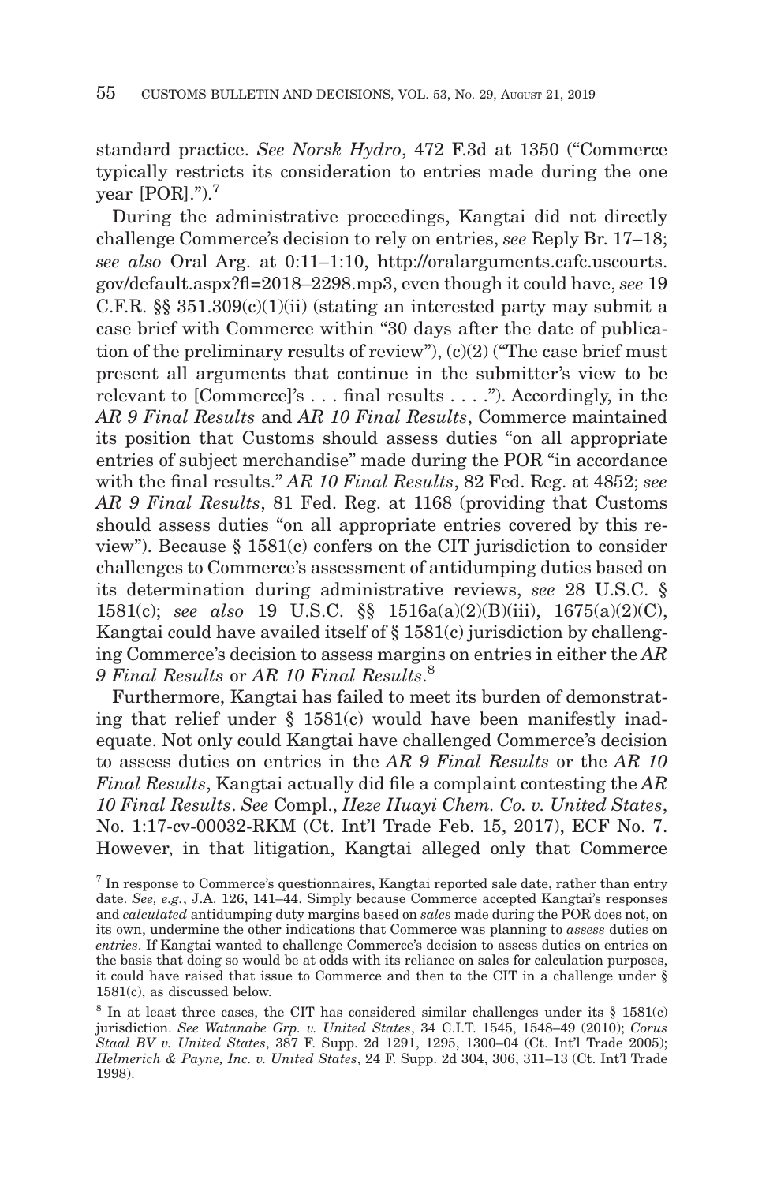standard practice. *See Norsk Hydro*, 472 F.3d at 1350 ("Commerce typically restricts its consideration to entries made during the one year [POR].").[7]

During the administrative proceedings, Kangtai did not directly challenge Commerce's decision to rely on entries, *see* Reply Br. 17–18; *see also* Oral Arg. at 0:11–1:10, http://oralarguments.cafc.uscourts.gov/default.aspx?fl=2018–2298.mp3, even though it could have, *see* 19 C.F.R. §§ 351.309(c)(1)(ii) (stating an interested party may submit a case brief with Commerce within "30 days after the date of publication of the preliminary results of review"), (c)(2) ("The case brief must present all arguments that continue in the submitter's view to be relevant to [Commerce]'s . . . final results . . . ."). Accordingly, in the *AR 9 Final Results* and *AR 10 Final Results*, Commerce maintained its position that Customs should assess duties "on all appropriate entries of subject merchandise" made during the POR "in accordance with the final results." *AR 10 Final Results*, 82 Fed. Reg. at 4852; *see AR 9 Final Results*, 81 Fed. Reg. at 1168 (providing that Customs should assess duties "on all appropriate entries covered by this review"). Because § 1581(c) confers on the CIT jurisdiction to consider challenges to Commerce's assessment of antidumping duties based on its determination during administrative reviews, *see* 28 U.S.C. § 1581(c); *see also* 19 U.S.C. §§ 1516a(a)(2)(B)(iii), 1675(a)(2)(C), Kangtai could have availed itself of § 1581(c) jurisdiction by challenging Commerce's decision to assess margins on entries in either the *AR 9 Final Results* or *AR 10 Final Results*.[8]

Furthermore, Kangtai has failed to meet its burden of demonstrating that relief under § 1581(c) would have been manifestly inadequate. Not only could Kangtai have challenged Commerce's decision to assess duties on entries in the *AR 9 Final Results* or the *AR 10 Final Results*, Kangtai actually did file a complaint contesting the *AR 10 Final Results*. *See* Compl., *Heze Huayi Chem. Co. v. United States*, No. 1:17-cv-00032-RKM (Ct. Int'l Trade Feb. 15, 2017), ECF No. 7. However, in that litigation, Kangtai alleged only that Commerce

---

[7] In response to Commerce's questionnaires, Kangtai reported sale date, rather than entry date. *See, e.g.*, J.A. 126, 141–44. Simply because Commerce accepted Kangtai's responses and *calculated* antidumping duty margins based on *sales* made during the POR does not, on its own, undermine the other indications that Commerce was planning to *assess* duties on *entries*. If Kangtai wanted to challenge Commerce's decision to assess duties on entries on the basis that doing so would be at odds with its reliance on sales for calculation purposes, it could have raised that issue to Commerce and then to the CIT in a challenge under § 1581(c), as discussed below.

[8] In at least three cases, the CIT has considered similar challenges under its § 1581(c) jurisdiction. *See Watanabe Grp. v. United States*, 34 C.I.T. 1545, 1548–49 (2010); *Corus Staal BV v. United States*, 387 F. Supp. 2d 1291, 1295, 1300–04 (Ct. Int'l Trade 2005); *Helmerich & Payne, Inc. v. United States*, 24 F. Supp. 2d 304, 306, 311–13 (Ct. Int'l Trade 1998).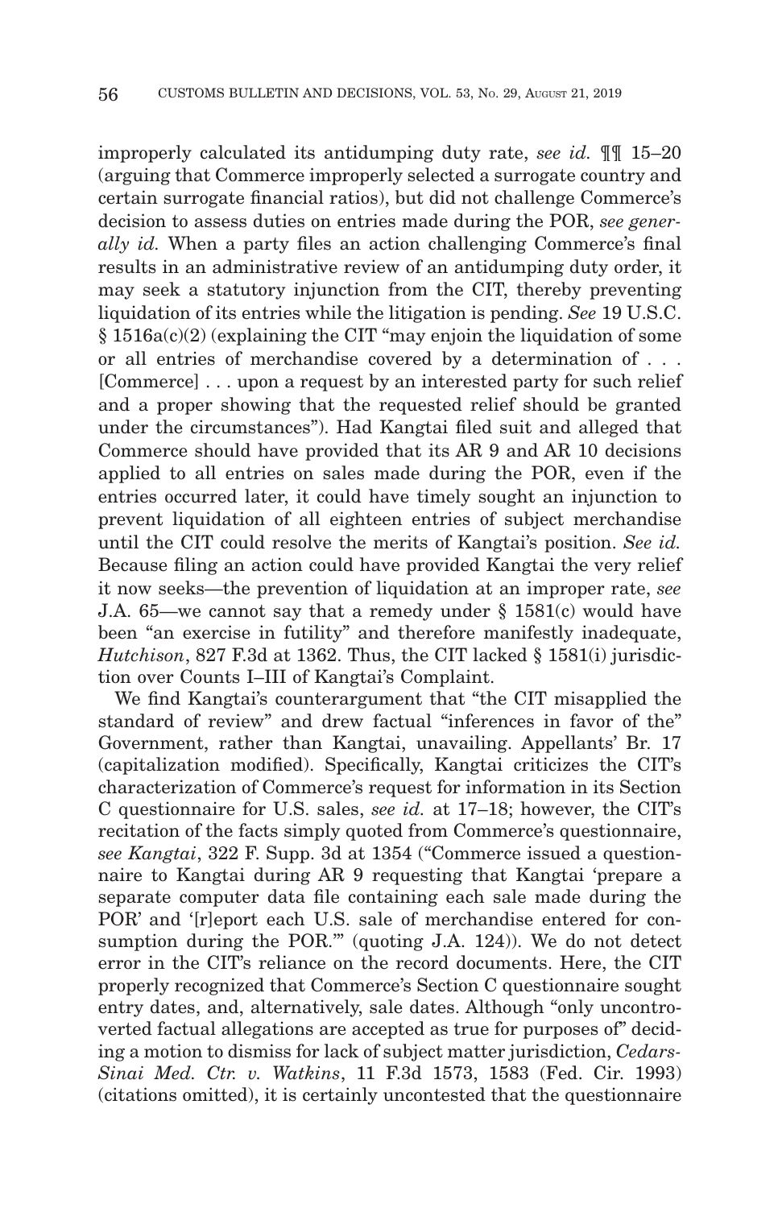improperly calculated its antidumping duty rate, *see id.* ¶¶ 15–20 (arguing that Commerce improperly selected a surrogate country and certain surrogate financial ratios), but did not challenge Commerce's decision to assess duties on entries made during the POR, *see generally id.* When a party files an action challenging Commerce's final results in an administrative review of an antidumping duty order, it may seek a statutory injunction from the CIT, thereby preventing liquidation of its entries while the litigation is pending. *See* 19 U.S.C. § 1516a(c)(2) (explaining the CIT "may enjoin the liquidation of some or all entries of merchandise covered by a determination of . . . [Commerce] . . . upon a request by an interested party for such relief and a proper showing that the requested relief should be granted under the circumstances"). Had Kangtai filed suit and alleged that Commerce should have provided that its AR 9 and AR 10 decisions applied to all entries on sales made during the POR, even if the entries occurred later, it could have timely sought an injunction to prevent liquidation of all eighteen entries of subject merchandise until the CIT could resolve the merits of Kangtai's position. *See id.* Because filing an action could have provided Kangtai the very relief it now seeks—the prevention of liquidation at an improper rate, *see* J.A. 65—we cannot say that a remedy under § 1581(c) would have been "an exercise in futility" and therefore manifestly inadequate, *Hutchison*, 827 F.3d at 1362. Thus, the CIT lacked § 1581(i) jurisdiction over Counts I–III of Kangtai's Complaint.

We find Kangtai's counterargument that "the CIT misapplied the standard of review" and drew factual "inferences in favor of the" Government, rather than Kangtai, unavailing. Appellants' Br. 17 (capitalization modified). Specifically, Kangtai criticizes the CIT's characterization of Commerce's request for information in its Section C questionnaire for U.S. sales, *see id.* at 17–18; however, the CIT's recitation of the facts simply quoted from Commerce's questionnaire, *see Kangtai*, 322 F. Supp. 3d at 1354 ("Commerce issued a questionnaire to Kangtai during AR 9 requesting that Kangtai 'prepare a separate computer data file containing each sale made during the POR' and '[r]eport each U.S. sale of merchandise entered for consumption during the POR.'" (quoting J.A. 124)). We do not detect error in the CIT's reliance on the record documents. Here, the CIT properly recognized that Commerce's Section C questionnaire sought entry dates, and, alternatively, sale dates. Although "only uncontroverted factual allegations are accepted as true for purposes of" deciding a motion to dismiss for lack of subject matter jurisdiction, *Cedars-Sinai Med. Ctr. v. Watkins*, 11 F.3d 1573, 1583 (Fed. Cir. 1993) (citations omitted), it is certainly uncontested that the questionnaire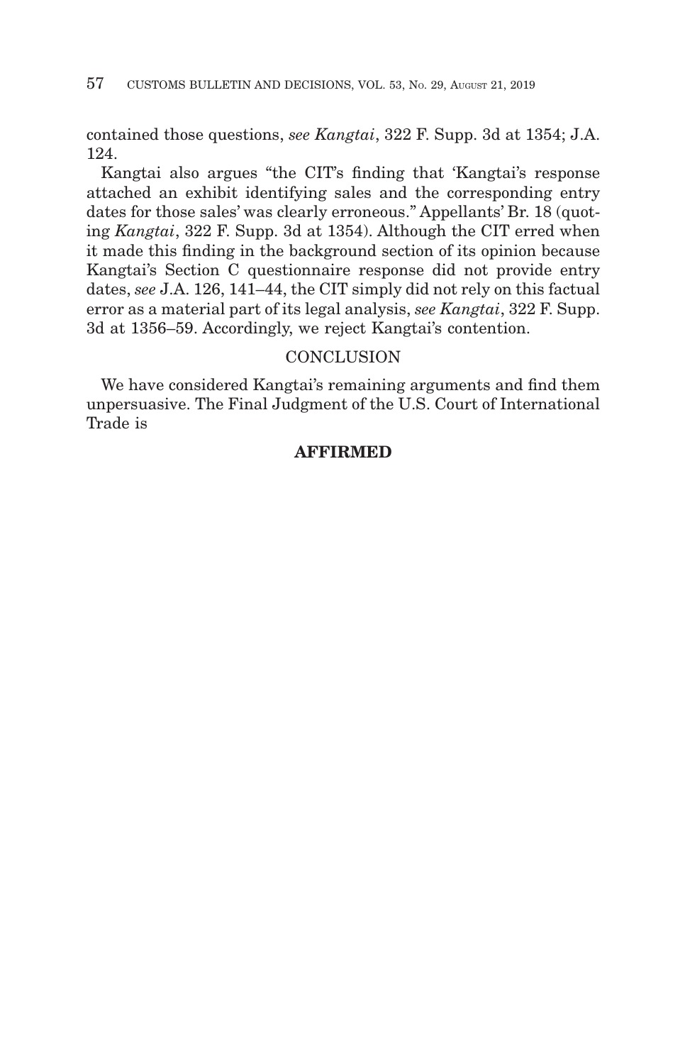contained those questions, *see Kangtai*, 322 F. Supp. 3d at 1354; J.A. 124.

Kangtai also argues "the CIT's finding that 'Kangtai's response attached an exhibit identifying sales and the corresponding entry dates for those sales' was clearly erroneous." Appellants' Br. 18 (quoting *Kangtai*, 322 F. Supp. 3d at 1354). Although the CIT erred when it made this finding in the background section of its opinion because Kangtai's Section C questionnaire response did not provide entry dates, *see* J.A. 126, 141–44, the CIT simply did not rely on this factual error as a material part of its legal analysis, *see Kangtai*, 322 F. Supp. 3d at 1356–59. Accordingly, we reject Kangtai's contention.

## CONCLUSION

We have considered Kangtai's remaining arguments and find them unpersuasive. The Final Judgment of the U.S. Court of International Trade is

**AFFIRMED**